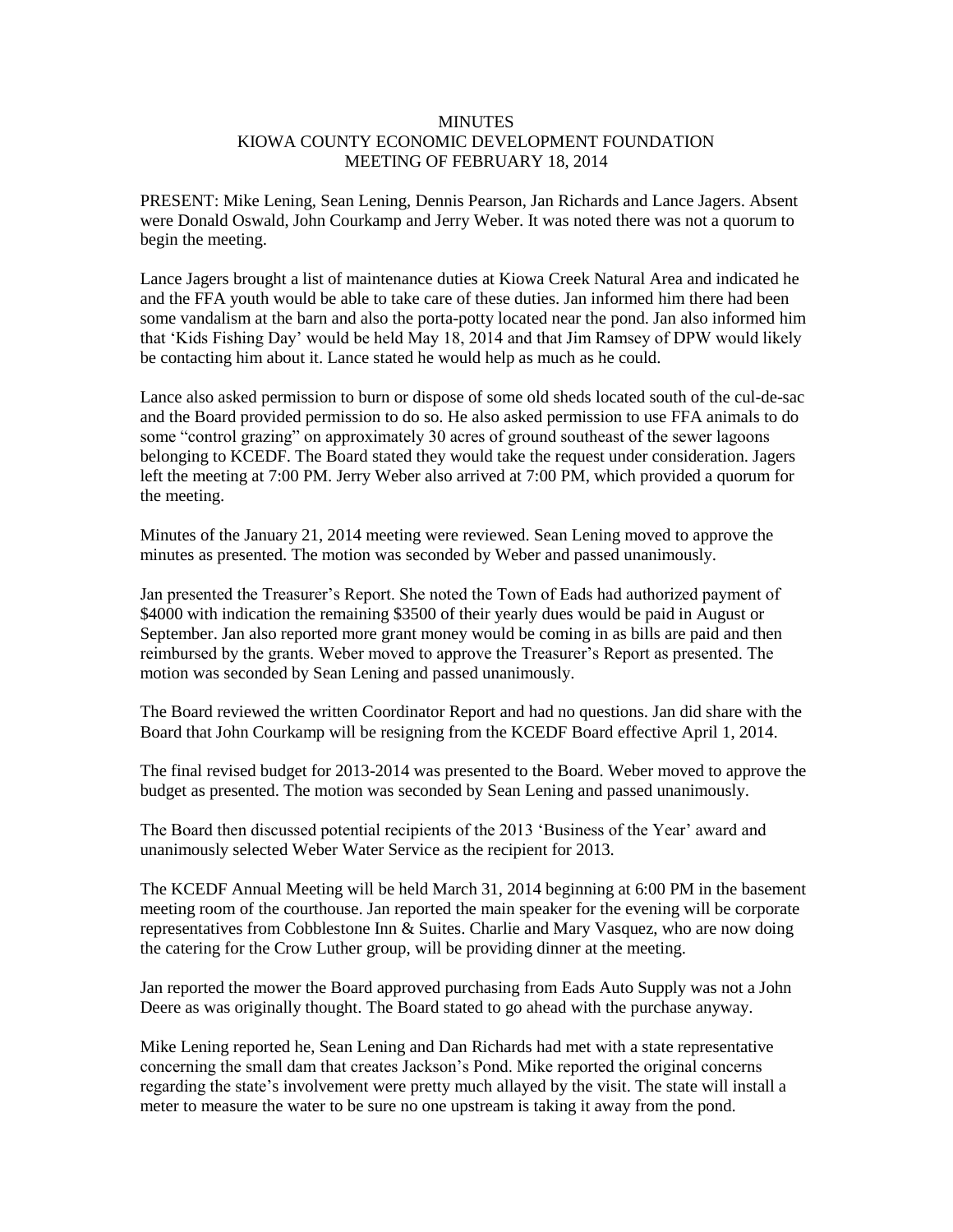# MINUTES
# KIOWA COUNTY ECONOMIC DEVELOPMENT FOUNDATION
# MEETING OF FEBRUARY 18, 2014

PRESENT: Mike Lening, Sean Lening, Dennis Pearson, Jan Richards and Lance Jagers. Absent were Donald Oswald, John Courkamp and Jerry Weber. It was noted there was not a quorum to begin the meeting.

Lance Jagers brought a list of maintenance duties at Kiowa Creek Natural Area and indicated he and the FFA youth would be able to take care of these duties. Jan informed him there had been some vandalism at the barn and also the porta-potty located near the pond. Jan also informed him that 'Kids Fishing Day' would be held May 18, 2014 and that Jim Ramsey of DPW would likely be contacting him about it. Lance stated he would help as much as he could.

Lance also asked permission to burn or dispose of some old sheds located south of the cul-de-sac and the Board provided permission to do so. He also asked permission to use FFA animals to do some "control grazing" on approximately 30 acres of ground southeast of the sewer lagoons belonging to KCEDF. The Board stated they would take the request under consideration. Jagers left the meeting at 7:00 PM. Jerry Weber also arrived at 7:00 PM, which provided a quorum for the meeting.

Minutes of the January 21, 2014 meeting were reviewed. Sean Lening moved to approve the minutes as presented. The motion was seconded by Weber and passed unanimously.

Jan presented the Treasurer's Report. She noted the Town of Eads had authorized payment of $4000 with indication the remaining $3500 of their yearly dues would be paid in August or September. Jan also reported more grant money would be coming in as bills are paid and then reimbursed by the grants. Weber moved to approve the Treasurer's Report as presented. The motion was seconded by Sean Lening and passed unanimously.

The Board reviewed the written Coordinator Report and had no questions. Jan did share with the Board that John Courkamp will be resigning from the KCEDF Board effective April 1, 2014.

The final revised budget for 2013-2014 was presented to the Board. Weber moved to approve the budget as presented. The motion was seconded by Sean Lening and passed unanimously.

The Board then discussed potential recipients of the 2013 'Business of the Year' award and unanimously selected Weber Water Service as the recipient for 2013.

The KCEDF Annual Meeting will be held March 31, 2014 beginning at 6:00 PM in the basement meeting room of the courthouse. Jan reported the main speaker for the evening will be corporate representatives from Cobblestone Inn & Suites. Charlie and Mary Vasquez, who are now doing the catering for the Crow Luther group, will be providing dinner at the meeting.

Jan reported the mower the Board approved purchasing from Eads Auto Supply was not a John Deere as was originally thought. The Board stated to go ahead with the purchase anyway.

Mike Lening reported he, Sean Lening and Dan Richards had met with a state representative concerning the small dam that creates Jackson's Pond. Mike reported the original concerns regarding the state's involvement were pretty much allayed by the visit. The state will install a meter to measure the water to be sure no one upstream is taking it away from the pond.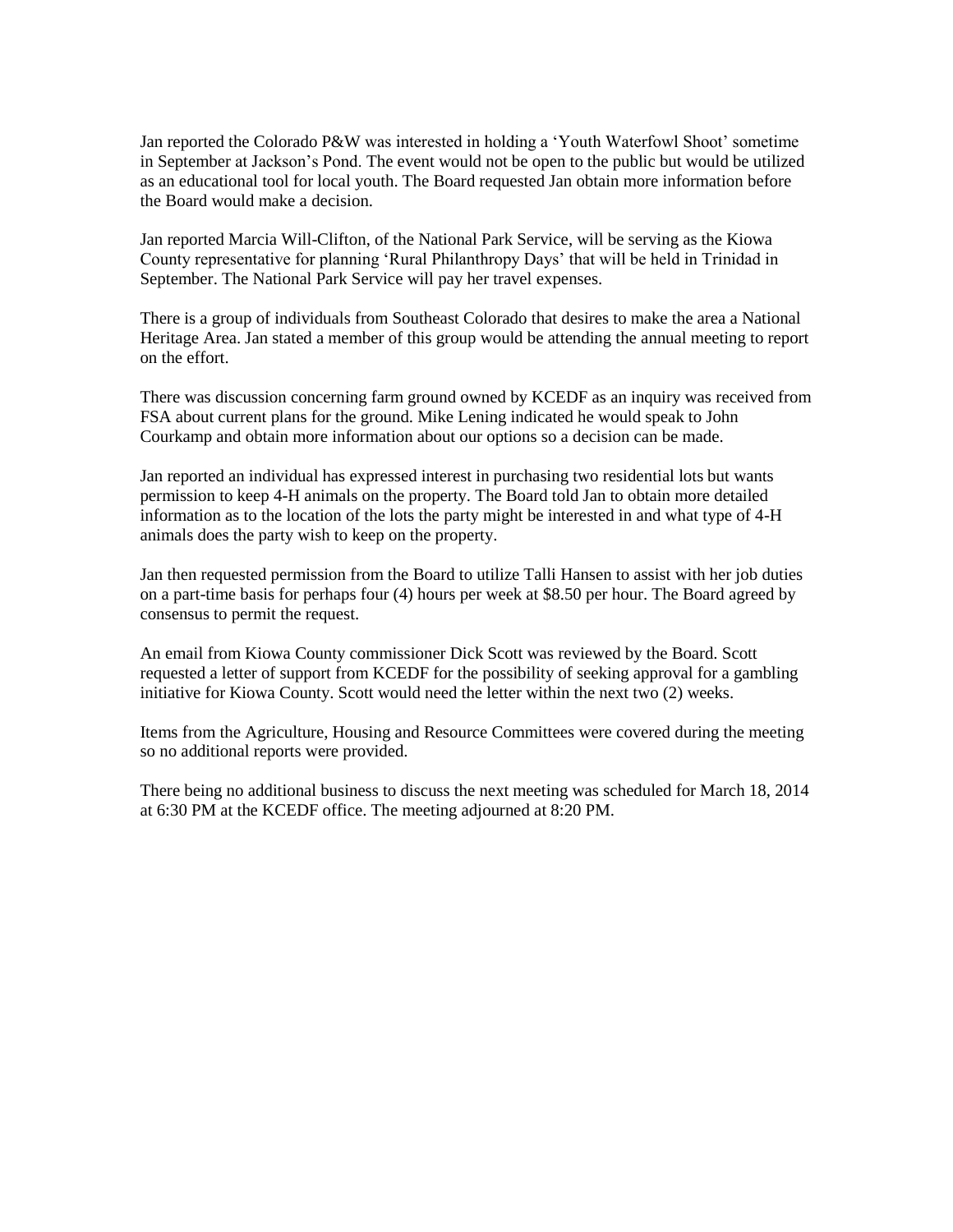Jan reported the Colorado P&W was interested in holding a 'Youth Waterfowl Shoot' sometime in September at Jackson's Pond. The event would not be open to the public but would be utilized as an educational tool for local youth. The Board requested Jan obtain more information before the Board would make a decision.

Jan reported Marcia Will-Clifton, of the National Park Service, will be serving as the Kiowa County representative for planning 'Rural Philanthropy Days' that will be held in Trinidad in September. The National Park Service will pay her travel expenses.

There is a group of individuals from Southeast Colorado that desires to make the area a National Heritage Area. Jan stated a member of this group would be attending the annual meeting to report on the effort.

There was discussion concerning farm ground owned by KCEDF as an inquiry was received from FSA about current plans for the ground. Mike Lening indicated he would speak to John Courkamp and obtain more information about our options so a decision can be made.

Jan reported an individual has expressed interest in purchasing two residential lots but wants permission to keep 4-H animals on the property. The Board told Jan to obtain more detailed information as to the location of the lots the party might be interested in and what type of 4-H animals does the party wish to keep on the property.

Jan then requested permission from the Board to utilize Talli Hansen to assist with her job duties on a part-time basis for perhaps four (4) hours per week at $8.50 per hour. The Board agreed by consensus to permit the request.

An email from Kiowa County commissioner Dick Scott was reviewed by the Board. Scott requested a letter of support from KCEDF for the possibility of seeking approval for a gambling initiative for Kiowa County. Scott would need the letter within the next two (2) weeks.

Items from the Agriculture, Housing and Resource Committees were covered during the meeting so no additional reports were provided.

There being no additional business to discuss the next meeting was scheduled for March 18, 2014 at 6:30 PM at the KCEDF office. The meeting adjourned at 8:20 PM.